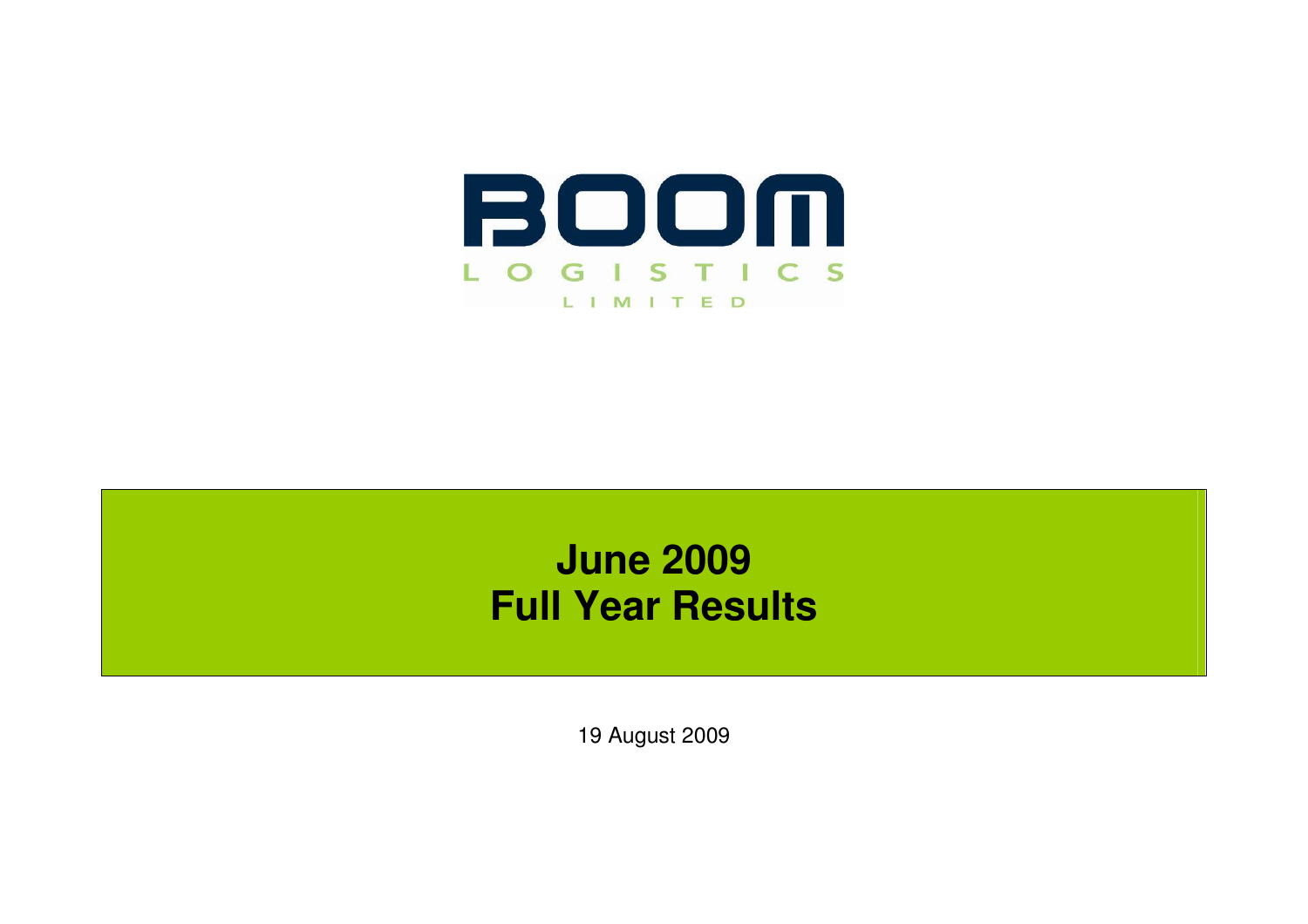BOOM LOGISTICS LIMITED

# June 2009
# Full Year Results

19 August 2009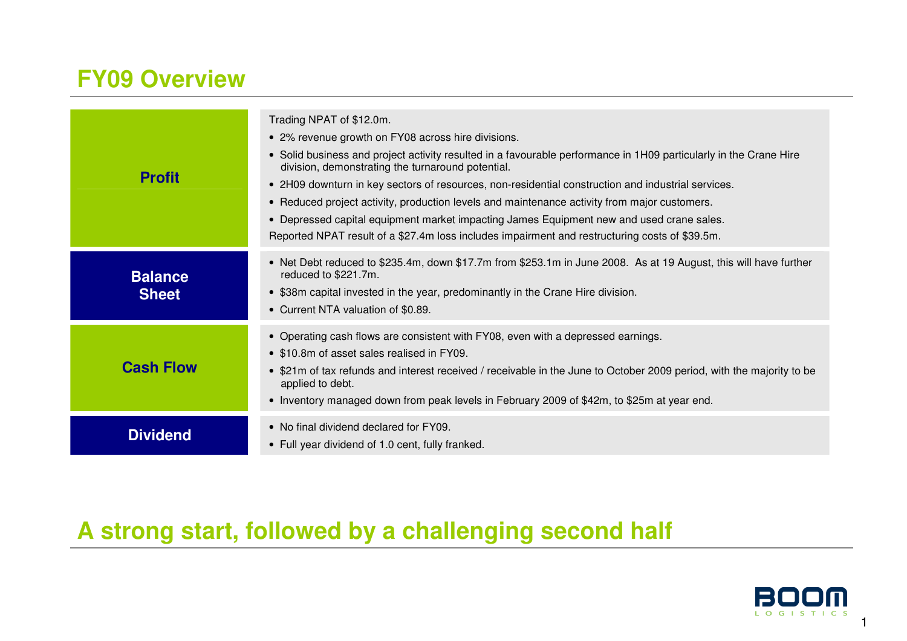# FY09 Overview

| | |
|---|---|
| **Profit** | Trading NPAT of $12.0m.<br>• 2% revenue growth on FY08 across hire divisions.<br>• Solid business and project activity resulted in a favourable performance in 1H09 particularly in the Crane Hire division, demonstrating the turnaround potential.<br>• 2H09 downturn in key sectors of resources, non-residential construction and industrial services.<br>• Reduced project activity, production levels and maintenance activity from major customers.<br>• Depressed capital equipment market impacting James Equipment new and used crane sales.<br>Reported NPAT result of a $27.4m loss includes impairment and restructuring costs of $39.5m. |
| **Balance Sheet** | • Net Debt reduced to $235.4m, down $17.7m from $253.1m in June 2008. As at 19 August, this will have further reduced to $221.7m.<br>• $38m capital invested in the year, predominantly in the Crane Hire division.<br>• Current NTA valuation of $0.89. |
| **Cash Flow** | • Operating cash flows are consistent with FY08, even with a depressed earnings.<br>• $10.8m of asset sales realised in FY09.<br>• $21m of tax refunds and interest received / receivable in the June to October 2009 period, with the majority to be applied to debt.<br>• Inventory managed down from peak levels in February 2009 of $42m, to $25m at year end. |
| **Dividend** | • No final dividend declared for FY09.<br>• Full year dividend of 1.0 cent, fully franked. |

## A strong start, followed by a challenging second half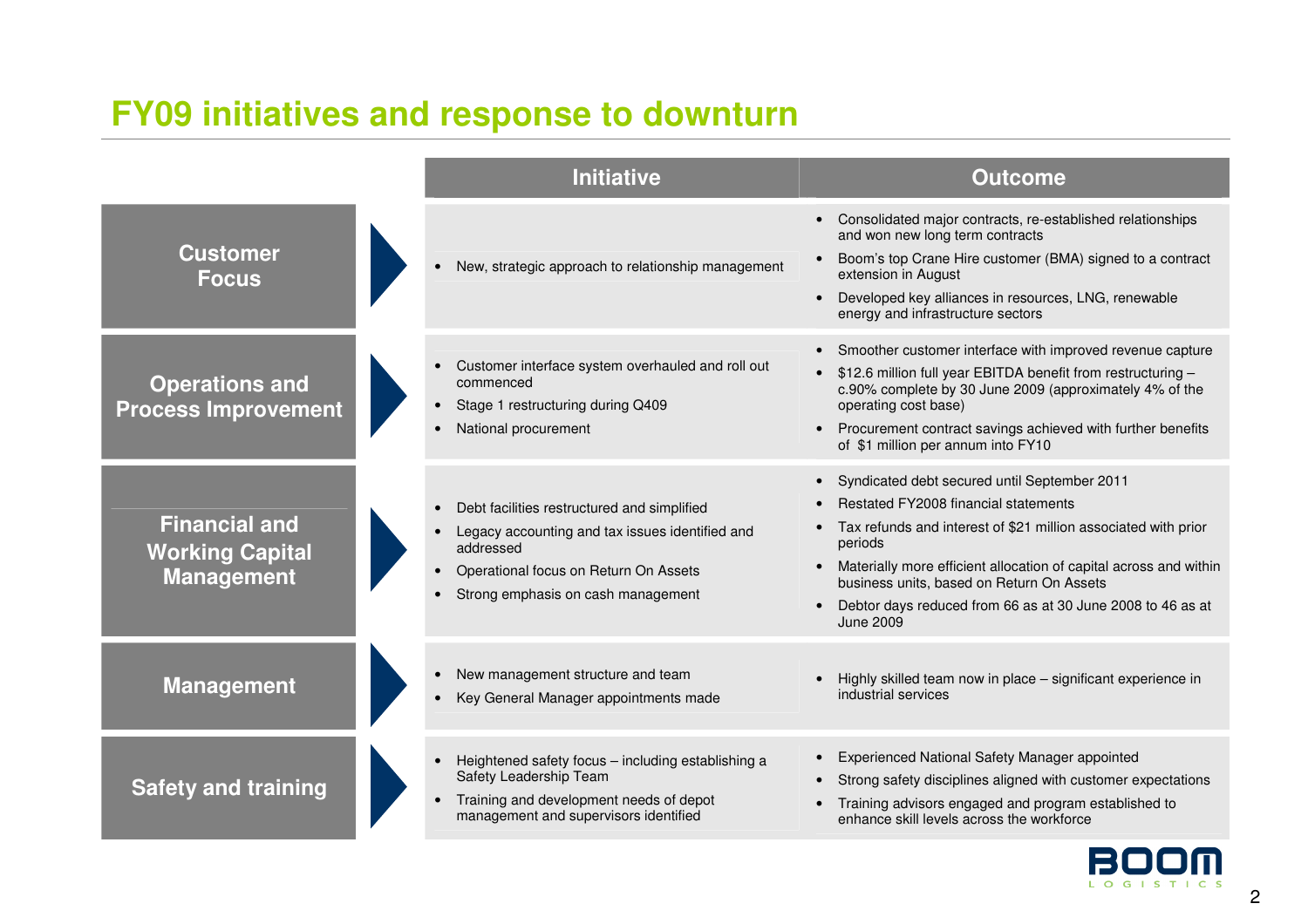# FY09 initiatives and response to downturn

| | Initiative | Outcome |
|---|---|---|
| **Customer Focus** | • New, strategic approach to relationship management | • Consolidated major contracts, re-established relationships and won new long term contracts<br>• Boom's top Crane Hire customer (BMA) signed to a contract extension in August<br>• Developed key alliances in resources, LNG, renewable energy and infrastructure sectors |
| **Operations and Process Improvement** | • Customer interface system overhauled and roll out commenced<br>• Stage 1 restructuring during Q409<br>• National procurement | • Smoother customer interface with improved revenue capture<br>• $12.6 million full year EBITDA benefit from restructuring – c.90% complete by 30 June 2009 (approximately 4% of the operating cost base)<br>• Procurement contract savings achieved with further benefits of $1 million per annum into FY10 |
| **Financial and Working Capital Management** | • Debt facilities restructured and simplified<br>• Legacy accounting and tax issues identified and addressed<br>• Operational focus on Return On Assets<br>• Strong emphasis on cash management | • Syndicated debt secured until September 2011<br>• Restated FY2008 financial statements<br>• Tax refunds and interest of $21 million associated with prior periods<br>• Materially more efficient allocation of capital across and within business units, based on Return On Assets<br>• Debtor days reduced from 66 as at 30 June 2008 to 46 as at June 2009 |
| **Management** | • New management structure and team<br>• Key General Manager appointments made | • Highly skilled team now in place – significant experience in industrial services |
| **Safety and training** | • Heightened safety focus – including establishing a Safety Leadership Team<br>• Training and development needs of depot management and supervisors identified | • Experienced National Safety Manager appointed<br>• Strong safety disciplines aligned with customer expectations<br>• Training advisors engaged and program established to enhance skill levels across the workforce |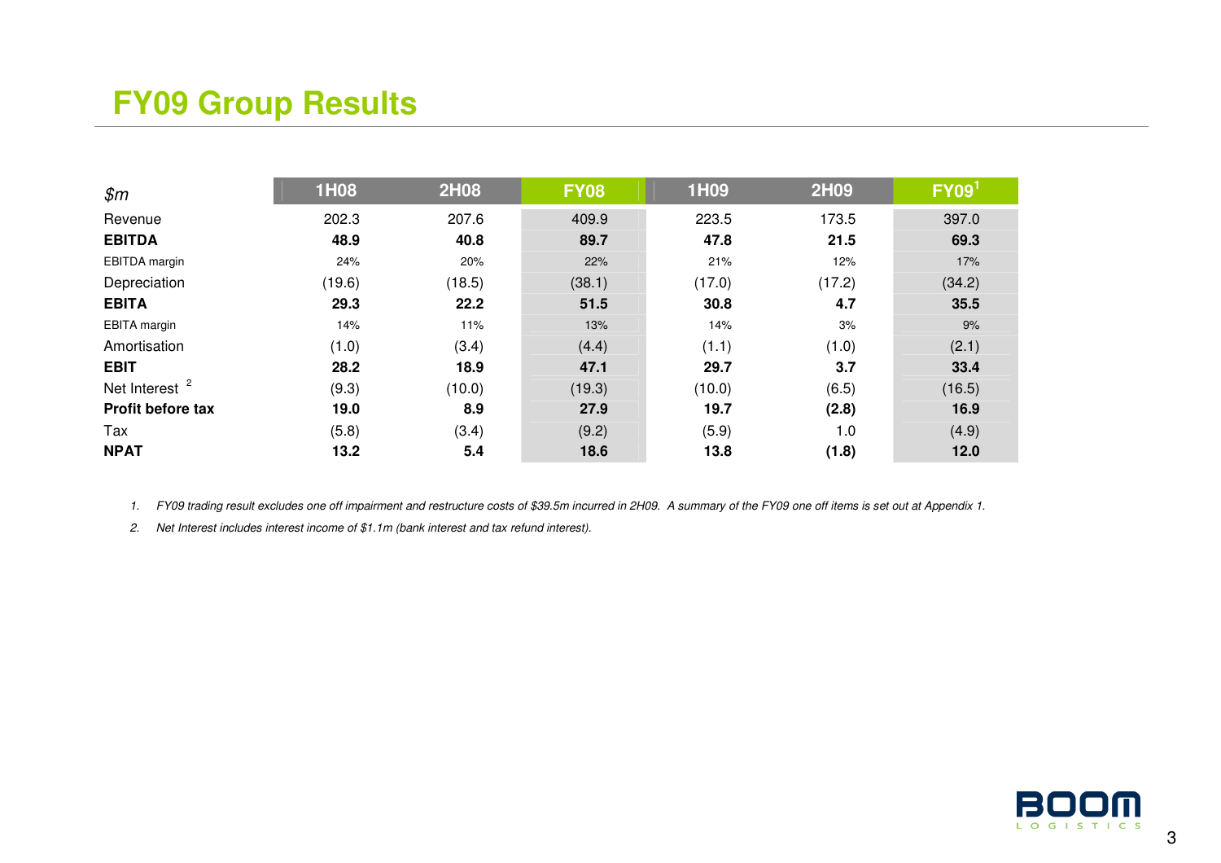# FY09 Group Results

| $m | 1H08 | 2H08 | FY08 | 1H09 | 2H09 | FY09[1] |
|---|---|---|---|---|---|---|
| Revenue | 202.3 | 207.6 | 409.9 | 223.5 | 173.5 | 397.0 |
| **EBITDA** | **48.9** | **40.8** | **89.7** | **47.8** | **21.5** | **69.3** |
| EBITDA margin | 24% | 20% | 22% | 21% | 12% | 17% |
| Depreciation | (19.6) | (18.5) | (38.1) | (17.0) | (17.2) | (34.2) |
| **EBITA** | **29.3** | **22.2** | **51.5** | **30.8** | **4.7** | **35.5** |
| EBITA margin | 14% | 11% | 13% | 14% | 3% | 9% |
| Amortisation | (1.0) | (3.4) | (4.4) | (1.1) | (1.0) | (2.1) |
| **EBIT** | **28.2** | **18.9** | **47.1** | **29.7** | **3.7** | **33.4** |
| Net Interest [2] | (9.3) | (10.0) | (19.3) | (10.0) | (6.5) | (16.5) |
| **Profit before tax** | **19.0** | **8.9** | **27.9** | **19.7** | **(2.8)** | **16.9** |
| Tax | (5.8) | (3.4) | (9.2) | (5.9) | 1.0 | (4.9) |
| **NPAT** | **13.2** | **5.4** | **18.6** | **13.8** | **(1.8)** | **12.0** |

1. *FY09 trading result excludes one off impairment and restructure costs of $39.5m incurred in 2H09. A summary of the FY09 one off items is set out at Appendix 1.*
2. *Net Interest includes interest income of $1.1m (bank interest and tax refund interest).*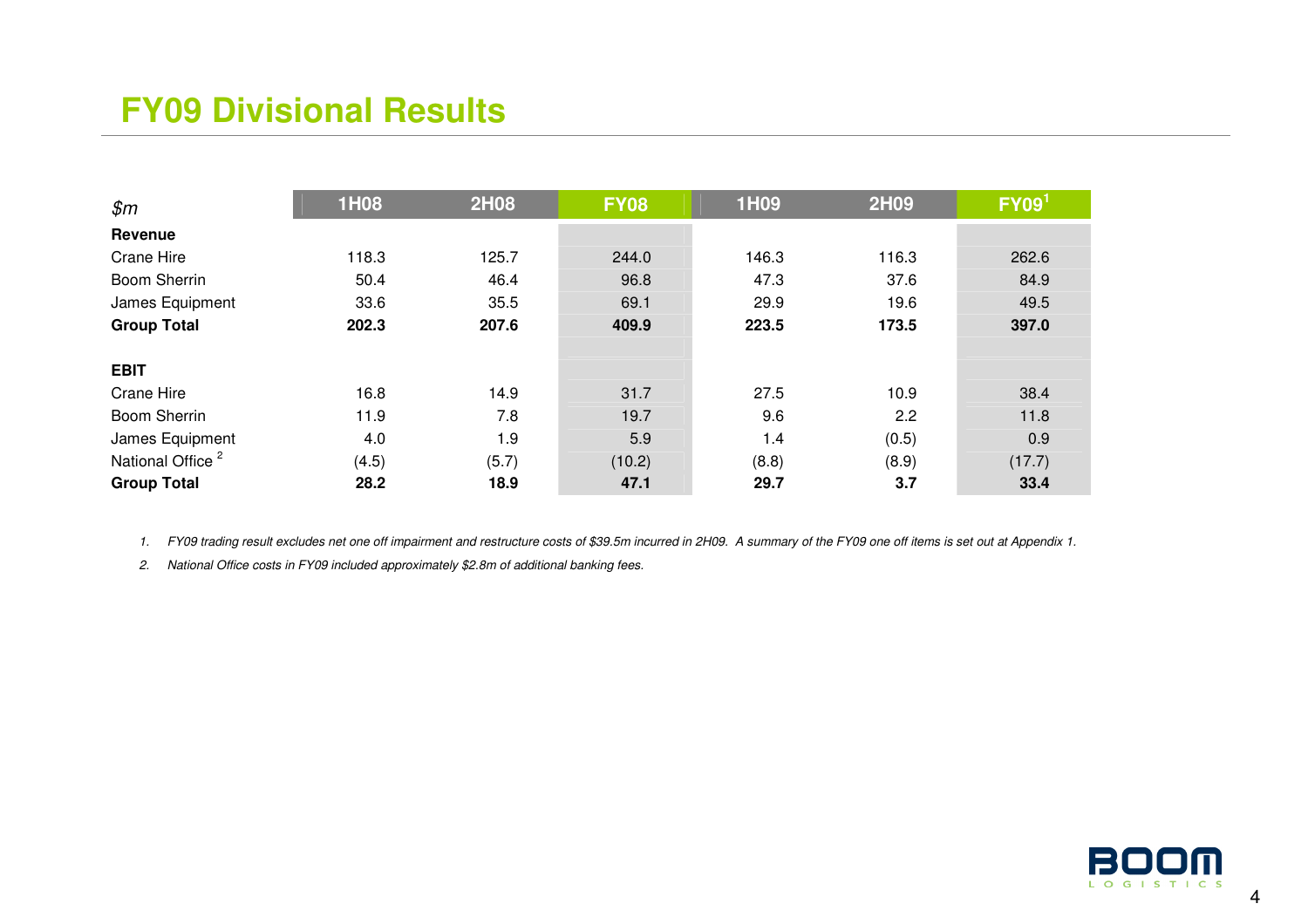# FY09 Divisional Results

| *$m* | 1H08 | 2H08 | FY08 | 1H09 | 2H09 | FY09[1] |
|---|---|---|---|---|---|---|
| **Revenue** | | | | | | |
| Crane Hire | 118.3 | 125.7 | 244.0 | 146.3 | 116.3 | 262.6 |
| Boom Sherrin | 50.4 | 46.4 | 96.8 | 47.3 | 37.6 | 84.9 |
| James Equipment | 33.6 | 35.5 | 69.1 | 29.9 | 19.6 | 49.5 |
| **Group Total** | **202.3** | **207.6** | **409.9** | **223.5** | **173.5** | **397.0** |
| | | | | | | |
| **EBIT** | | | | | | |
| Crane Hire | 16.8 | 14.9 | 31.7 | 27.5 | 10.9 | 38.4 |
| Boom Sherrin | 11.9 | 7.8 | 19.7 | 9.6 | 2.2 | 11.8 |
| James Equipment | 4.0 | 1.9 | 5.9 | 1.4 | (0.5) | 0.9 |
| National Office [2] | (4.5) | (5.7) | (10.2) | (8.8) | (8.9) | (17.7) |
| **Group Total** | **28.2** | **18.9** | **47.1** | **29.7** | **3.7** | **33.4** |

1. *FY09 trading result excludes net one off impairment and restructure costs of $39.5m incurred in 2H09. A summary of the FY09 one off items is set out at Appendix 1.*
2. *National Office costs in FY09 included approximately $2.8m of additional banking fees.*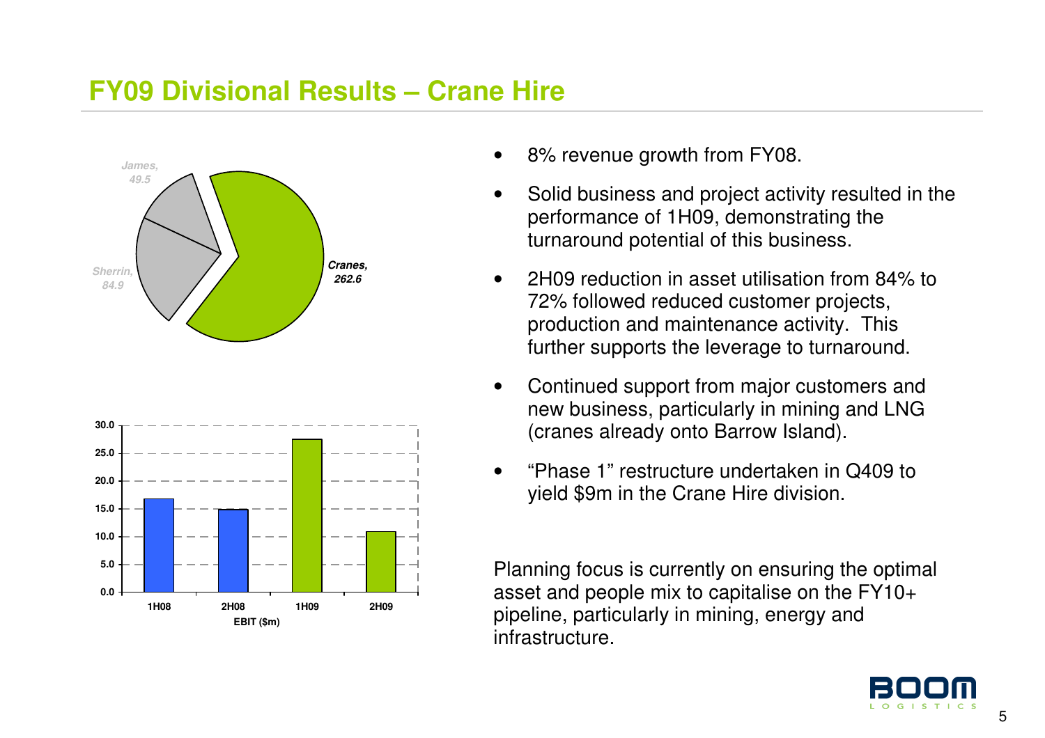# FY09 Divisional Results – Crane Hire

| Segment | Value |
|---|---|
| Cranes | 262.6 |
| Sherrin | 84.9 |
| James | 49.5 |

EBIT ($m)

| Period | EBIT ($m) |
|---|---|
| 1H08 | ~16.8 |
| 2H08 | ~14.9 |
| 1H09 | ~27.5 |
| 2H09 | ~11.0 |

- 8% revenue growth from FY08.
- Solid business and project activity resulted in the performance of 1H09, demonstrating the turnaround potential of this business.
- 2H09 reduction in asset utilisation from 84% to 72% followed reduced customer projects, production and maintenance activity. This further supports the leverage to turnaround.
- Continued support from major customers and new business, particularly in mining and LNG (cranes already onto Barrow Island).
- "Phase 1" restructure undertaken in Q409 to yield $9m in the Crane Hire division.

Planning focus is currently on ensuring the optimal asset and people mix to capitalise on the FY10+ pipeline, particularly in mining, energy and infrastructure.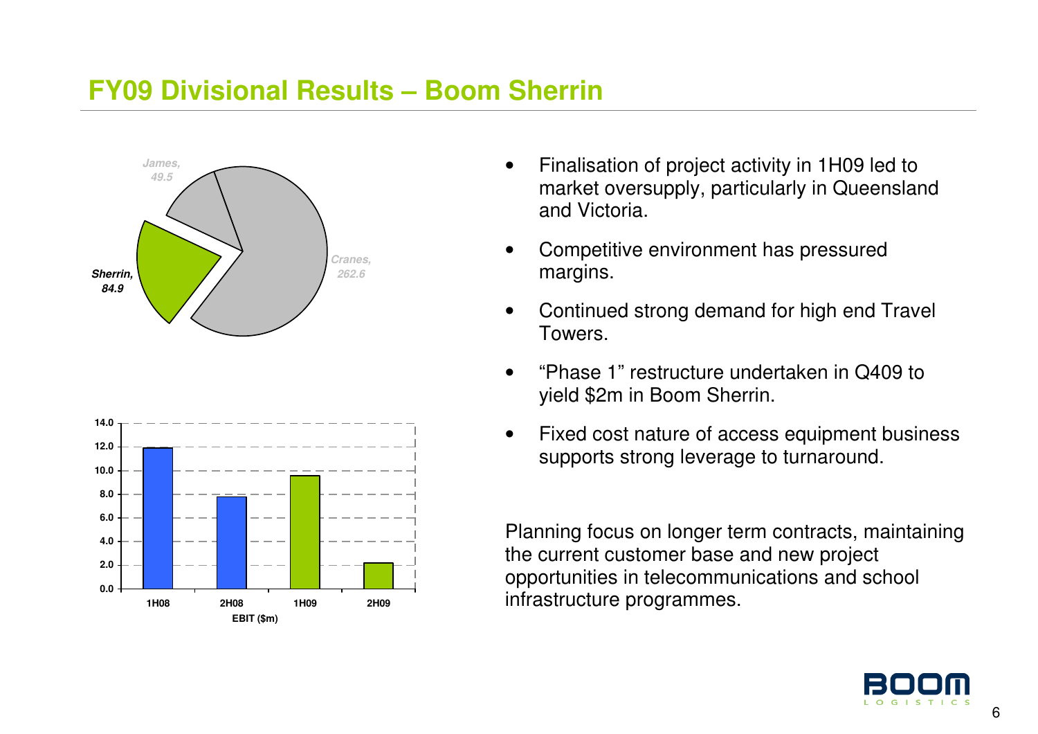# FY09 Divisional Results – Boom Sherrin

James, 49.5

Sherrin, 84.9

Cranes, 262.6

| | 1H08 | 2H08 | 1H09 | 2H09 |
|---|---|---|---|---|
| EBIT ($m) | 11.9 | 7.8 | 9.6 | 2.2 |

- Finalisation of project activity in 1H09 led to market oversupply, particularly in Queensland and Victoria.
- Competitive environment has pressured margins.
- Continued strong demand for high end Travel Towers.
- "Phase 1" restructure undertaken in Q409 to yield $2m in Boom Sherrin.
- Fixed cost nature of access equipment business supports strong leverage to turnaround.

Planning focus on longer term contracts, maintaining the current customer base and new project opportunities in telecommunications and school infrastructure programmes.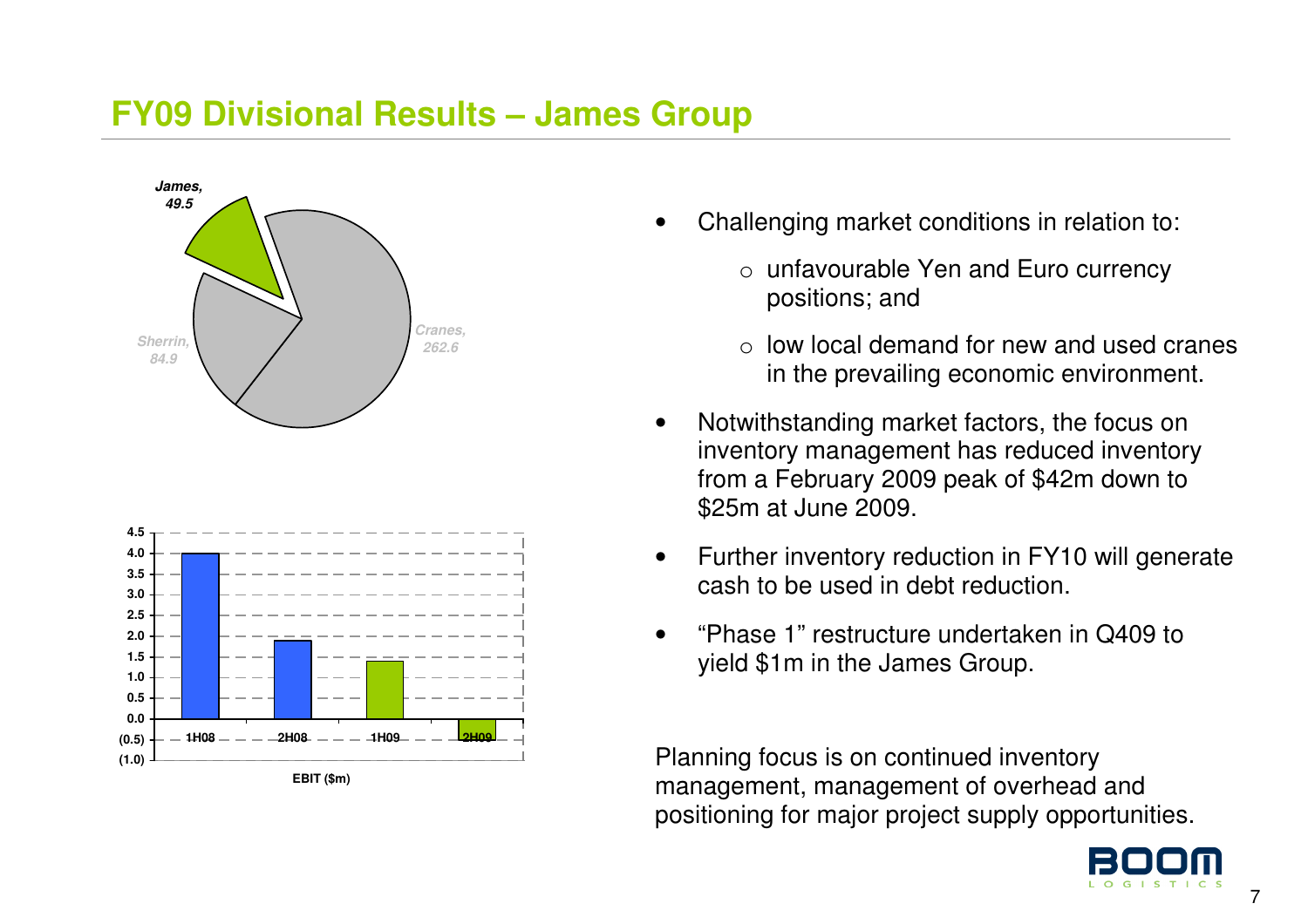# FY09 Divisional Results – James Group

James, 49.5

Sherrin, 84.9

Cranes, 262.6

| | 1H08 | 2H08 | 1H09 | 2H09 |
|---|---|---|---|---|
| EBIT ($m) | 4.0 | 1.9 | 1.4 | (0.5) |

- Challenging market conditions in relation to:
  - unfavourable Yen and Euro currency positions; and
  - low local demand for new and used cranes in the prevailing economic environment.
- Notwithstanding market factors, the focus on inventory management has reduced inventory from a February 2009 peak of $42m down to $25m at June 2009.
- Further inventory reduction in FY10 will generate cash to be used in debt reduction.
- "Phase 1" restructure undertaken in Q409 to yield $1m in the James Group.

Planning focus is on continued inventory management, management of overhead and positioning for major project supply opportunities.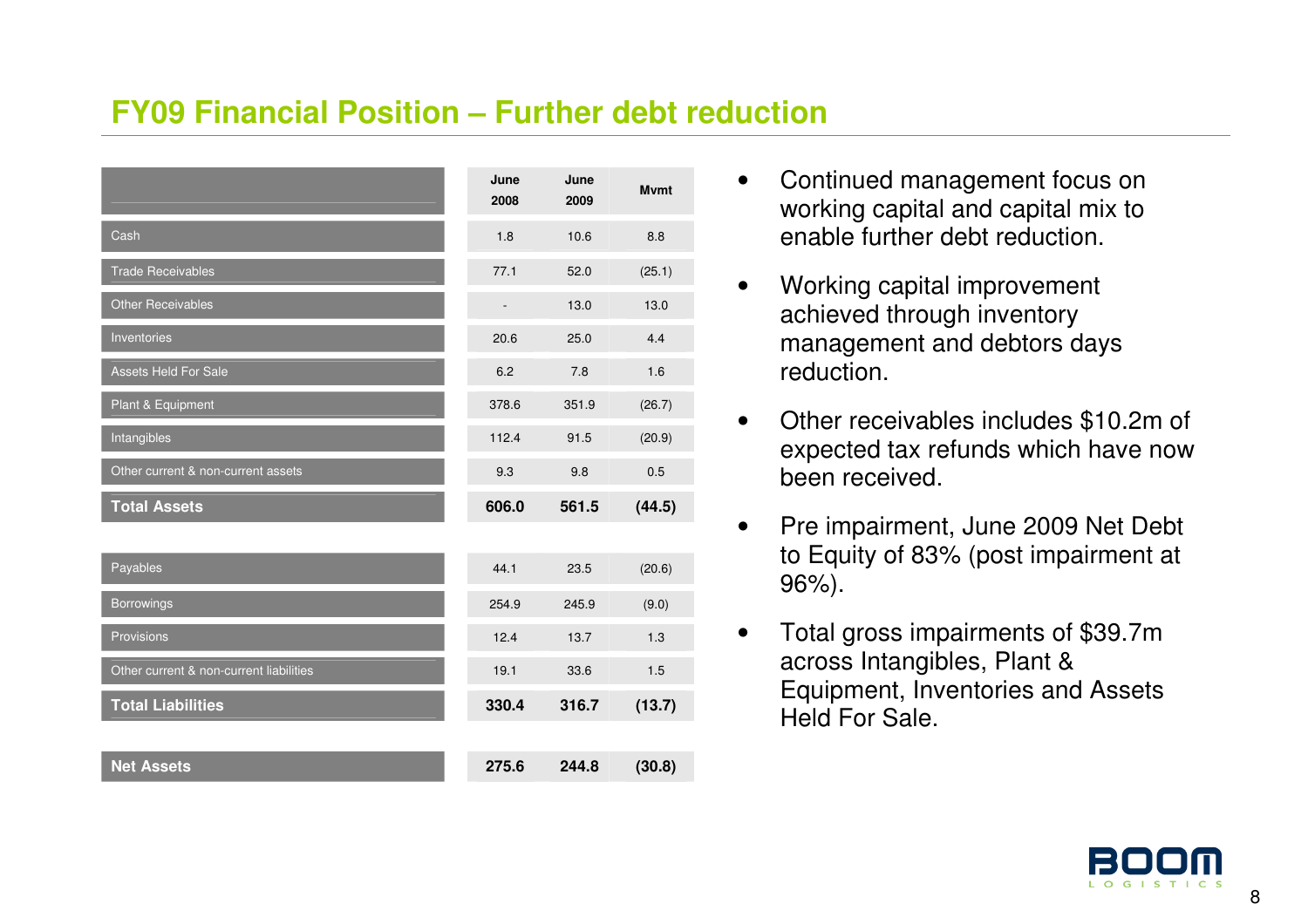## FY09 Financial Position – Further debt reduction

| | June 2008 | June 2009 | Mvmt |
|---|---|---|---|
| Cash | 1.8 | 10.6 | 8.8 |
| Trade Receivables | 77.1 | 52.0 | (25.1) |
| Other Receivables | - | 13.0 | 13.0 |
| Inventories | 20.6 | 25.0 | 4.4 |
| Assets Held For Sale | 6.2 | 7.8 | 1.6 |
| Plant & Equipment | 378.6 | 351.9 | (26.7) |
| Intangibles | 112.4 | 91.5 | (20.9) |
| Other current & non-current assets | 9.3 | 9.8 | 0.5 |
| **Total Assets** | **606.0** | **561.5** | **(44.5)** |
| | | | |
| Payables | 44.1 | 23.5 | (20.6) |
| Borrowings | 254.9 | 245.9 | (9.0) |
| Provisions | 12.4 | 13.7 | 1.3 |
| Other current & non-current liabilities | 19.1 | 33.6 | 1.5 |
| **Total Liabilities** | **330.4** | **316.7** | **(13.7)** |
| | | | |
| **Net Assets** | **275.6** | **244.8** | **(30.8)** |

- Continued management focus on working capital and capital mix to enable further debt reduction.
- Working capital improvement achieved through inventory management and debtors days reduction.
- Other receivables includes $10.2m of expected tax refunds which have now been received.
- Pre impairment, June 2009 Net Debt to Equity of 83% (post impairment at 96%).
- Total gross impairments of $39.7m across Intangibles, Plant & Equipment, Inventories and Assets Held For Sale.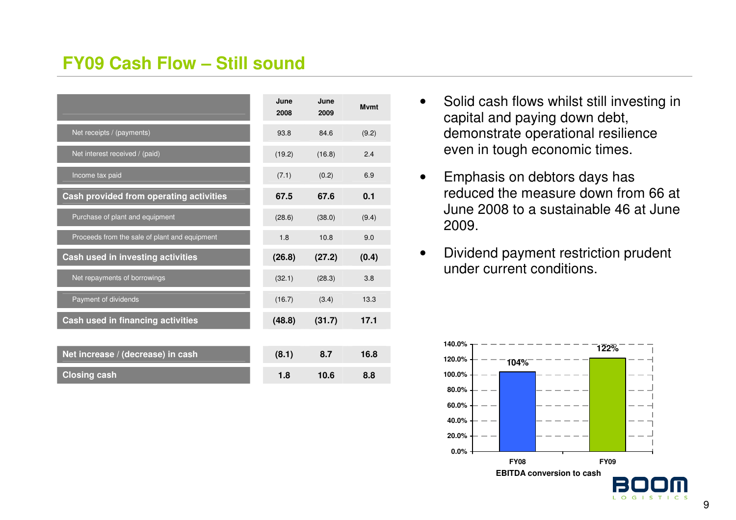## FY09 Cash Flow – Still sound

| | June 2008 | June 2009 | Mvmt |
|---|---|---|---|
| Net receipts / (payments) | 93.8 | 84.6 | (9.2) |
| Net interest received / (paid) | (19.2) | (16.8) | 2.4 |
| Income tax paid | (7.1) | (0.2) | 6.9 |
| **Cash provided from operating activities** | **67.5** | **67.6** | **0.1** |
| Purchase of plant and equipment | (28.6) | (38.0) | (9.4) |
| Proceeds from the sale of plant and equipment | 1.8 | 10.8 | 9.0 |
| **Cash used in investing activities** | **(26.8)** | **(27.2)** | **(0.4)** |
| Net repayments of borrowings | (32.1) | (28.3) | 3.8 |
| Payment of dividends | (16.7) | (3.4) | 13.3 |
| **Cash used in financing activities** | **(48.8)** | **(31.7)** | **17.1** |
| **Net increase / (decrease) in cash** | **(8.1)** | **8.7** | **16.8** |
| **Closing cash** | **1.8** | **10.6** | **8.8** |

- Solid cash flows whilst still investing in capital and paying down debt, demonstrate operational resilience even in tough economic times.
- Emphasis on debtors days has reduced the measure down from 66 at June 2008 to a sustainable 46 at June 2009.
- Dividend payment restriction prudent under current conditions.

| | FY08 | FY09 |
|---|---|---|
| EBITDA conversion to cash | 104% | 122% |

**EBITDA conversion to cash**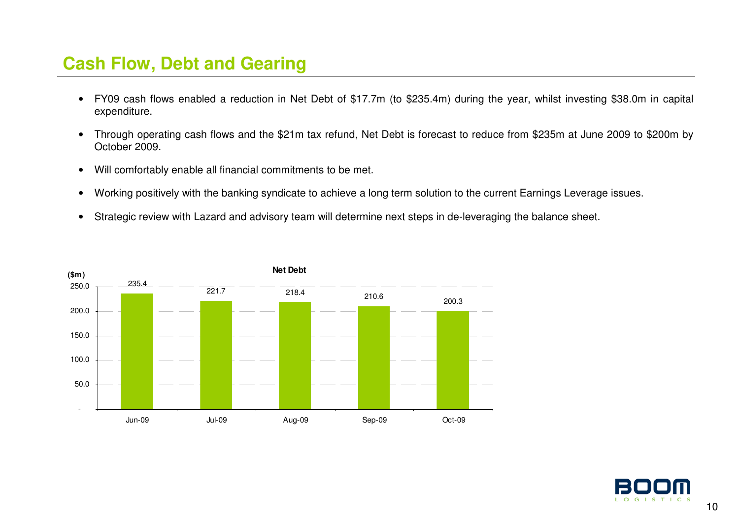## Cash Flow, Debt and Gearing

- FY09 cash flows enabled a reduction in Net Debt of $17.7m (to $235.4m) during the year, whilst investing $38.0m in capital expenditure.
- Through operating cash flows and the $21m tax refund, Net Debt is forecast to reduce from $235m at June 2009 to $200m by October 2009.
- Will comfortably enable all financial commitments to be met.
- Working positively with the banking syndicate to achieve a long term solution to the current Earnings Leverage issues.
- Strategic review with Lazard and advisory team will determine next steps in de-leveraging the balance sheet.

**Net Debt**

| ($m) | Jun-09 | Jul-09 | Aug-09 | Sep-09 | Oct-09 |
|---|---|---|---|---|---|
| Net Debt | 235.4 | 221.7 | 218.4 | 210.6 | 200.3 |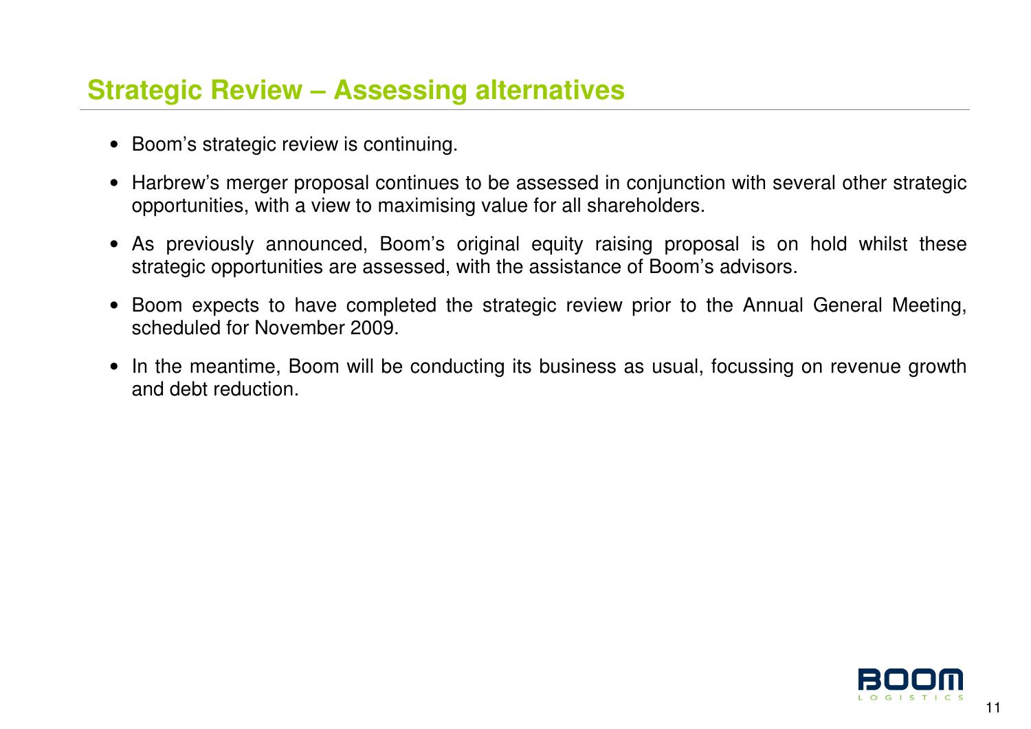## Strategic Review – Assessing alternatives

- Boom's strategic review is continuing.
- Harbrew's merger proposal continues to be assessed in conjunction with several other strategic opportunities, with a view to maximising value for all shareholders.
- As previously announced, Boom's original equity raising proposal is on hold whilst these strategic opportunities are assessed, with the assistance of Boom's advisors.
- Boom expects to have completed the strategic review prior to the Annual General Meeting, scheduled for November 2009.
- In the meantime, Boom will be conducting its business as usual, focussing on revenue growth and debt reduction.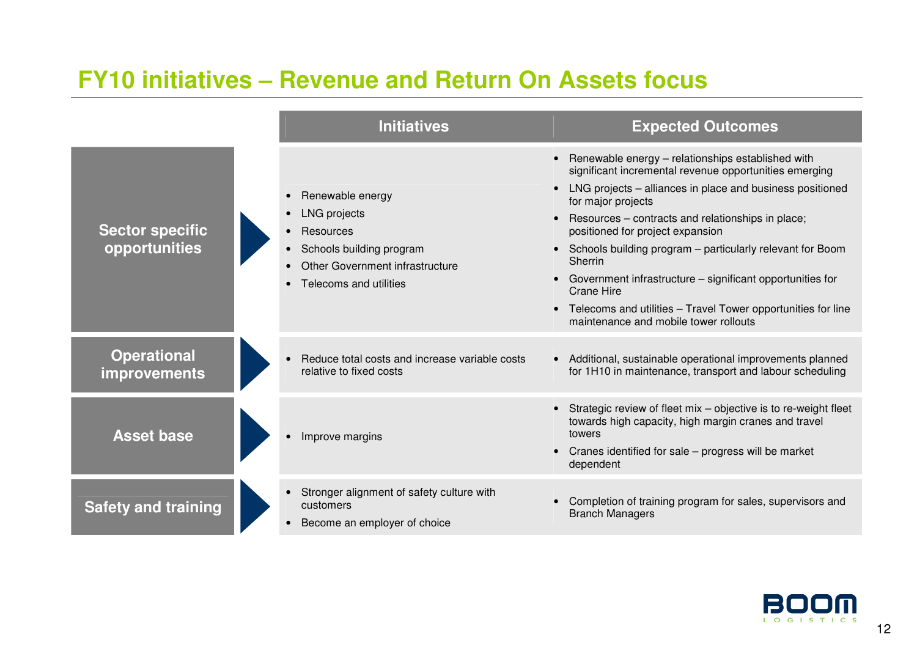# FY10 initiatives – Revenue and Return On Assets focus

| | Initiatives | Expected Outcomes |
|---|---|---|
| **Sector specific opportunities** | • Renewable energy<br>• LNG projects<br>• Resources<br>• Schools building program<br>• Other Government infrastructure<br>• Telecoms and utilities | • Renewable energy – relationships established with significant incremental revenue opportunities emerging<br>• LNG projects – alliances in place and business positioned for major projects<br>• Resources – contracts and relationships in place; positioned for project expansion<br>• Schools building program – particularly relevant for Boom Sherrin<br>• Government infrastructure – significant opportunities for Crane Hire<br>• Telecoms and utilities – Travel Tower opportunities for line maintenance and mobile tower rollouts |
| **Operational improvements** | • Reduce total costs and increase variable costs relative to fixed costs | • Additional, sustainable operational improvements planned for 1H10 in maintenance, transport and labour scheduling |
| **Asset base** | • Improve margins | • Strategic review of fleet mix – objective is to re-weight fleet towards high capacity, high margin cranes and travel towers<br>• Cranes identified for sale – progress will be market dependent |
| **Safety and training** | • Stronger alignment of safety culture with customers<br>• Become an employer of choice | • Completion of training program for sales, supervisors and Branch Managers |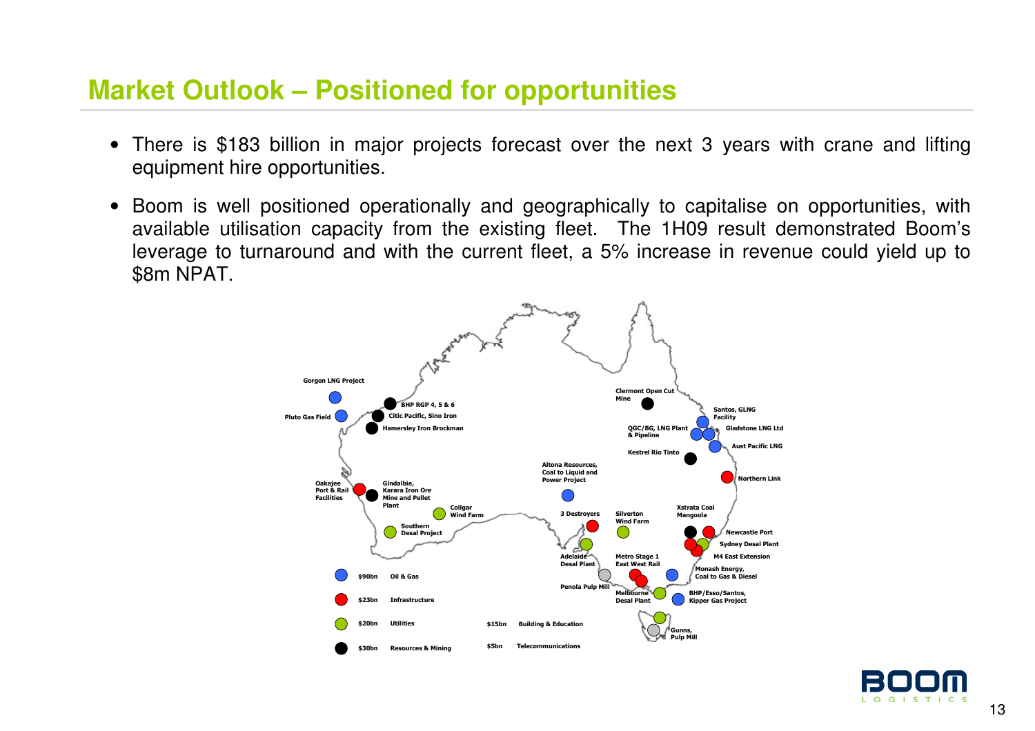# Market Outlook – Positioned for opportunities

- There is $183 billion in major projects forecast over the next 3 years with crane and lifting equipment hire opportunities.
- Boom is well positioned operationally and geographically to capitalise on opportunities, with available utilisation capacity from the existing fleet. The 1H09 result demonstrated Boom's leverage to turnaround and with the current fleet, a 5% increase in revenue could yield up to $8m NPAT.

Gorgon LNG Project
Pluto Gas Field
BHP RGP 4, 5 & 6
Citic Pacific, Sino Iron
Hamersley Iron Brockman
Oakajee Port & Rail Facilities
Gindalbie, Karara Iron Ore Mine and Pellet Plant
Collgar Wind Farm
Southern Desal Project
Clermont Open Cut Mine
Santos, GLNG Facility
QGC/BG, LNG Plant & Pipeline
Gladstone LNG Ltd
Aust Pacific LNG
Kestrel Rio Tinto
Altona Resources, Coal to Liquid and Power Project
Northern Link
3 Destroyers
Silverton Wind Farm
Xstrata Coal Mangoola
Newcastle Port
Sydney Desal Plant
M4 East Extension
Adelaide Desal Plant
Metro Stage 1 East West Rail
Monash Energy, Coal to Gas & Diesel
Penola Pulp Mill
Melbourne Desal Plant
BHP/Esso/Santos, Kipper Gas Project
Gunns, Pulp Mill

| | |
|---|---|
| $90bn | Oil & Gas |
| $23bn | Infrastructure |
| $20bn | Utilities |
| $30bn | Resources & Mining |
| $15bn | Building & Education |
| $5bn | Telecommunications |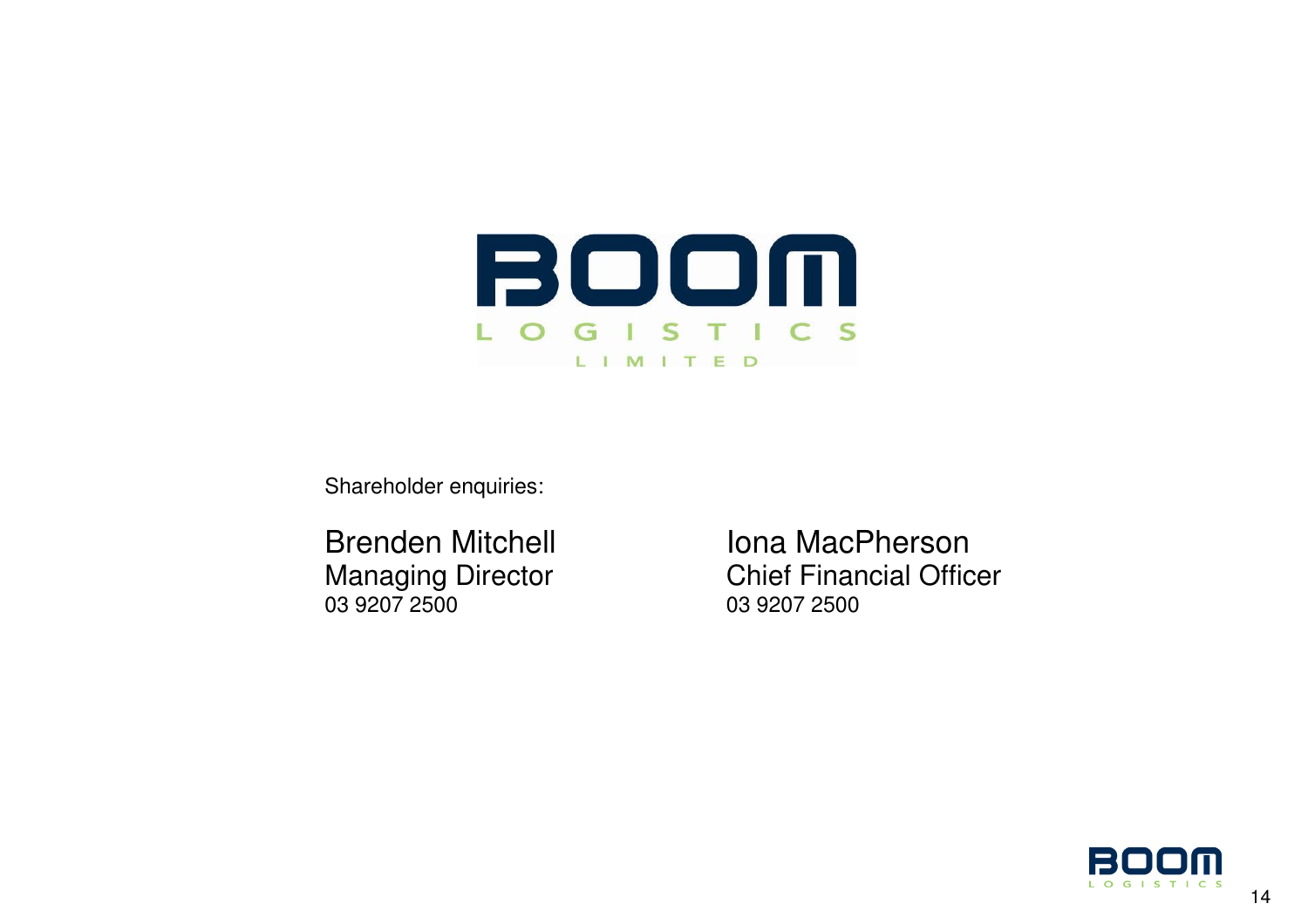BOOM LOGISTICS LIMITED

Shareholder enquiries:

| Brenden Mitchell | Iona MacPherson |
|---|---|
| Managing Director | Chief Financial Officer |
| 03 9207 2500 | 03 9207 2500 |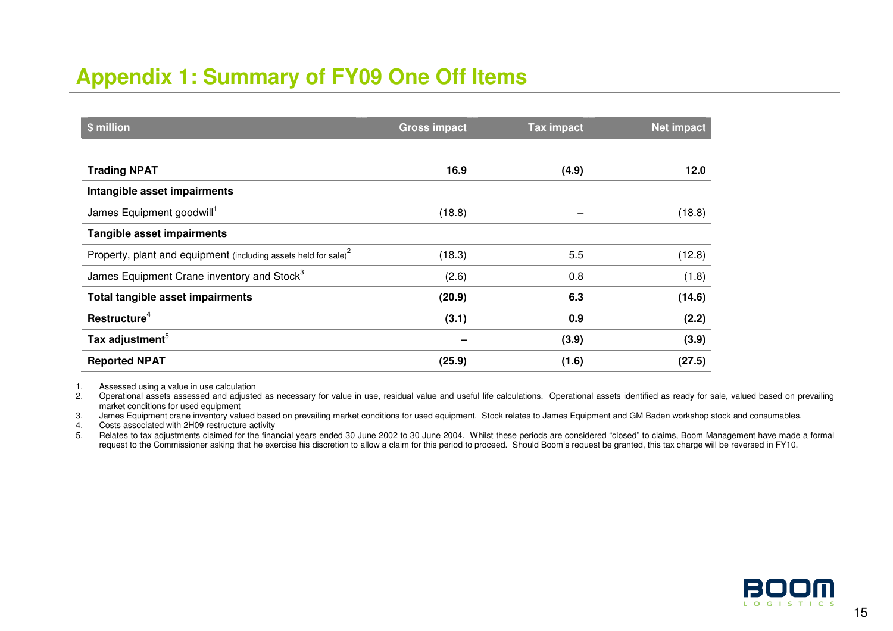# Appendix 1: Summary of FY09 One Off Items

| $ million | Gross impact | Tax impact | Net impact |
|---|---|---|---|
| **Trading NPAT** | **16.9** | **(4.9)** | **12.0** |
| **Intangible asset impairments** | | | |
| James Equipment goodwill[1] | (18.8) | – | (18.8) |
| **Tangible asset impairments** | | | |
| Property, plant and equipment (including assets held for sale)[2] | (18.3) | 5.5 | (12.8) |
| James Equipment Crane inventory and Stock[3] | (2.6) | 0.8 | (1.8) |
| **Total tangible asset impairments** | **(20.9)** | **6.3** | **(14.6)** |
| **Restructure[4]** | **(3.1)** | **0.9** | **(2.2)** |
| **Tax adjustment[5]** | **–** | **(3.9)** | **(3.9)** |
| **Reported NPAT** | **(25.9)** | **(1.6)** | **(27.5)** |

1. Assessed using a value in use calculation
2. Operational assets assessed and adjusted as necessary for value in use, residual value and useful life calculations. Operational assets identified as ready for sale, valued based on prevailing market conditions for used equipment
3. James Equipment crane inventory valued based on prevailing market conditions for used equipment. Stock relates to James Equipment and GM Baden workshop stock and consumables.
4. Costs associated with 2H09 restructure activity
5. Relates to tax adjustments claimed for the financial years ended 30 June 2002 to 30 June 2004. Whilst these periods are considered "closed" to claims, Boom Management have made a formal request to the Commissioner asking that he exercise his discretion to allow a claim for this period to proceed. Should Boom's request be granted, this tax charge will be reversed in FY10.